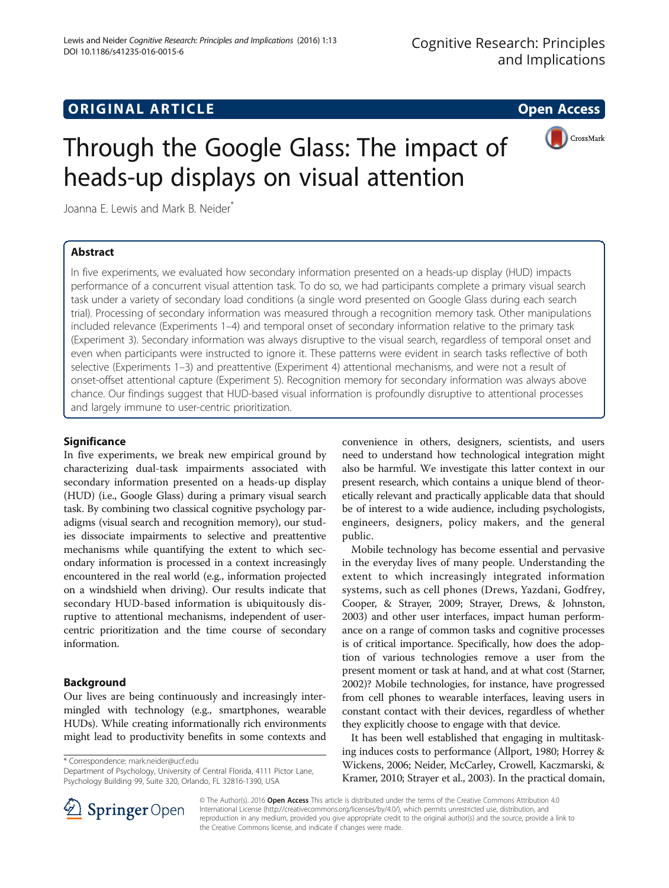**ORIGINAL ARTICLE** **Open Access**

# Through the Google Glass: The impact of heads-up displays on visual attention

Joanna E. Lewis and Mark B. Neider*

## Abstract

In five experiments, we evaluated how secondary information presented on a heads-up display (HUD) impacts performance of a concurrent visual attention task. To do so, we had participants complete a primary visual search task under a variety of secondary load conditions (a single word presented on Google Glass during each search trial). Processing of secondary information was measured through a recognition memory task. Other manipulations included relevance (Experiments 1–4) and temporal onset of secondary information relative to the primary task (Experiment 3). Secondary information was always disruptive to the visual search, regardless of temporal onset and even when participants were instructed to ignore it. These patterns were evident in search tasks reflective of both selective (Experiments 1–3) and preattentive (Experiment 4) attentional mechanisms, and were not a result of onset-offset attentional capture (Experiment 5). Recognition memory for secondary information was always above chance. Our findings suggest that HUD-based visual information is profoundly disruptive to attentional processes and largely immune to user-centric prioritization.

## Significance

In five experiments, we break new empirical ground by characterizing dual-task impairments associated with secondary information presented on a heads-up display (HUD) (i.e., Google Glass) during a primary visual search task. By combining two classical cognitive psychology paradigms (visual search and recognition memory), our studies dissociate impairments to selective and preattentive mechanisms while quantifying the extent to which secondary information is processed in a context increasingly encountered in the real world (e.g., information projected on a windshield when driving). Our results indicate that secondary HUD-based information is ubiquitously disruptive to attentional mechanisms, independent of user-centric prioritization and the time course of secondary information.

## Background

Our lives are being continuously and increasingly intermingled with technology (e.g., smartphones, wearable HUDs). While creating informationally rich environments might lead to productivity benefits in some contexts and convenience in others, designers, scientists, and users need to understand how technological integration might also be harmful. We investigate this latter context in our present research, which contains a unique blend of theoretically relevant and practically applicable data that should be of interest to a wide audience, including psychologists, engineers, designers, policy makers, and the general public.

Mobile technology has become essential and pervasive in the everyday lives of many people. Understanding the extent to which increasingly integrated information systems, such as cell phones (Drews, Yazdani, Godfrey, Cooper, & Strayer, 2009; Strayer, Drews, & Johnston, 2003) and other user interfaces, impact human performance on a range of common tasks and cognitive processes is of critical importance. Specifically, how does the adoption of various technologies remove a user from the present moment or task at hand, and at what cost (Starner, 2002)? Mobile technologies, for instance, have progressed from cell phones to wearable interfaces, leaving users in constant contact with their devices, regardless of whether they explicitly choose to engage with that device.

It has been well established that engaging in multitasking induces costs to performance (Allport, 1980; Horrey & Wickens, 2006; Neider, McCarley, Crowell, Kaczmarski, & Kramer, 2010; Strayer et al., 2003). In the practical domain,

* Correspondence: mark.neider@ucf.edu
Department of Psychology, University of Central Florida, 4111 Pictor Lane, Psychology Building 99, Suite 320, Orlando, FL 32816-1390, USA

© The Author(s). 2016 **Open Access** This article is distributed under the terms of the Creative Commons Attribution 4.0 International License (http://creativecommons.org/licenses/by/4.0/), which permits unrestricted use, distribution, and reproduction in any medium, provided you give appropriate credit to the original author(s) and the source, provide a link to the Creative Commons license, and indicate if changes were made.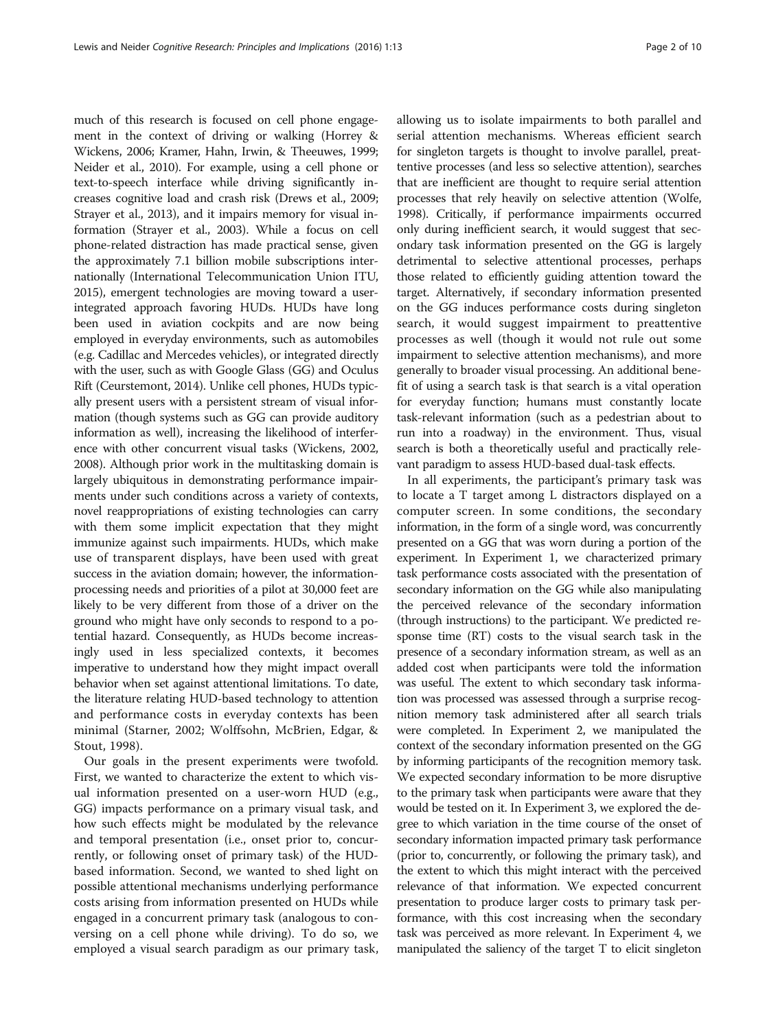much of this research is focused on cell phone engagement in the context of driving or walking (Horrey & Wickens, 2006; Kramer, Hahn, Irwin, & Theeuwes, 1999; Neider et al., 2010). For example, using a cell phone or text-to-speech interface while driving significantly increases cognitive load and crash risk (Drews et al., 2009; Strayer et al., 2013), and it impairs memory for visual information (Strayer et al., 2003). While a focus on cell phone-related distraction has made practical sense, given the approximately 7.1 billion mobile subscriptions internationally (International Telecommunication Union ITU, 2015), emergent technologies are moving toward a user-integrated approach favoring HUDs. HUDs have long been used in aviation cockpits and are now being employed in everyday environments, such as automobiles (e.g. Cadillac and Mercedes vehicles), or integrated directly with the user, such as with Google Glass (GG) and Oculus Rift (Ceurstemont, 2014). Unlike cell phones, HUDs typically present users with a persistent stream of visual information (though systems such as GG can provide auditory information as well), increasing the likelihood of interference with other concurrent visual tasks (Wickens, 2002, 2008). Although prior work in the multitasking domain is largely ubiquitous in demonstrating performance impairments under such conditions across a variety of contexts, novel reappropriations of existing technologies can carry with them some implicit expectation that they might immunize against such impairments. HUDs, which make use of transparent displays, have been used with great success in the aviation domain; however, the information-processing needs and priorities of a pilot at 30,000 feet are likely to be very different from those of a driver on the ground who might have only seconds to respond to a potential hazard. Consequently, as HUDs become increasingly used in less specialized contexts, it becomes imperative to understand how they might impact overall behavior when set against attentional limitations. To date, the literature relating HUD-based technology to attention and performance costs in everyday contexts has been minimal (Starner, 2002; Wolffsohn, McBrien, Edgar, & Stout, 1998).

Our goals in the present experiments were twofold. First, we wanted to characterize the extent to which visual information presented on a user-worn HUD (e.g., GG) impacts performance on a primary visual task, and how such effects might be modulated by the relevance and temporal presentation (i.e., onset prior to, concurrently, or following onset of primary task) of the HUD-based information. Second, we wanted to shed light on possible attentional mechanisms underlying performance costs arising from information presented on HUDs while engaged in a concurrent primary task (analogous to conversing on a cell phone while driving). To do so, we employed a visual search paradigm as our primary task, allowing us to isolate impairments to both parallel and serial attention mechanisms. Whereas efficient search for singleton targets is thought to involve parallel, preattentive processes (and less so selective attention), searches that are inefficient are thought to require serial attention processes that rely heavily on selective attention (Wolfe, 1998). Critically, if performance impairments occurred only during inefficient search, it would suggest that secondary task information presented on the GG is largely detrimental to selective attentional processes, perhaps those related to efficiently guiding attention toward the target. Alternatively, if secondary information presented on the GG induces performance costs during singleton search, it would suggest impairment to preattentive processes as well (though it would not rule out some impairment to selective attention mechanisms), and more generally to broader visual processing. An additional benefit of using a search task is that search is a vital operation for everyday function; humans must constantly locate task-relevant information (such as a pedestrian about to run into a roadway) in the environment. Thus, visual search is both a theoretically useful and practically relevant paradigm to assess HUD-based dual-task effects.

In all experiments, the participant's primary task was to locate a T target among L distractors displayed on a computer screen. In some conditions, the secondary information, in the form of a single word, was concurrently presented on a GG that was worn during a portion of the experiment. In Experiment 1, we characterized primary task performance costs associated with the presentation of secondary information on the GG while also manipulating the perceived relevance of the secondary information (through instructions) to the participant. We predicted response time (RT) costs to the visual search task in the presence of a secondary information stream, as well as an added cost when participants were told the information was useful. The extent to which secondary task information was processed was assessed through a surprise recognition memory task administered after all search trials were completed. In Experiment 2, we manipulated the context of the secondary information presented on the GG by informing participants of the recognition memory task. We expected secondary information to be more disruptive to the primary task when participants were aware that they would be tested on it. In Experiment 3, we explored the degree to which variation in the time course of the onset of secondary information impacted primary task performance (prior to, concurrently, or following the primary task), and the extent to which this might interact with the perceived relevance of that information. We expected concurrent presentation to produce larger costs to primary task performance, with this cost increasing when the secondary task was perceived as more relevant. In Experiment 4, we manipulated the saliency of the target T to elicit singleton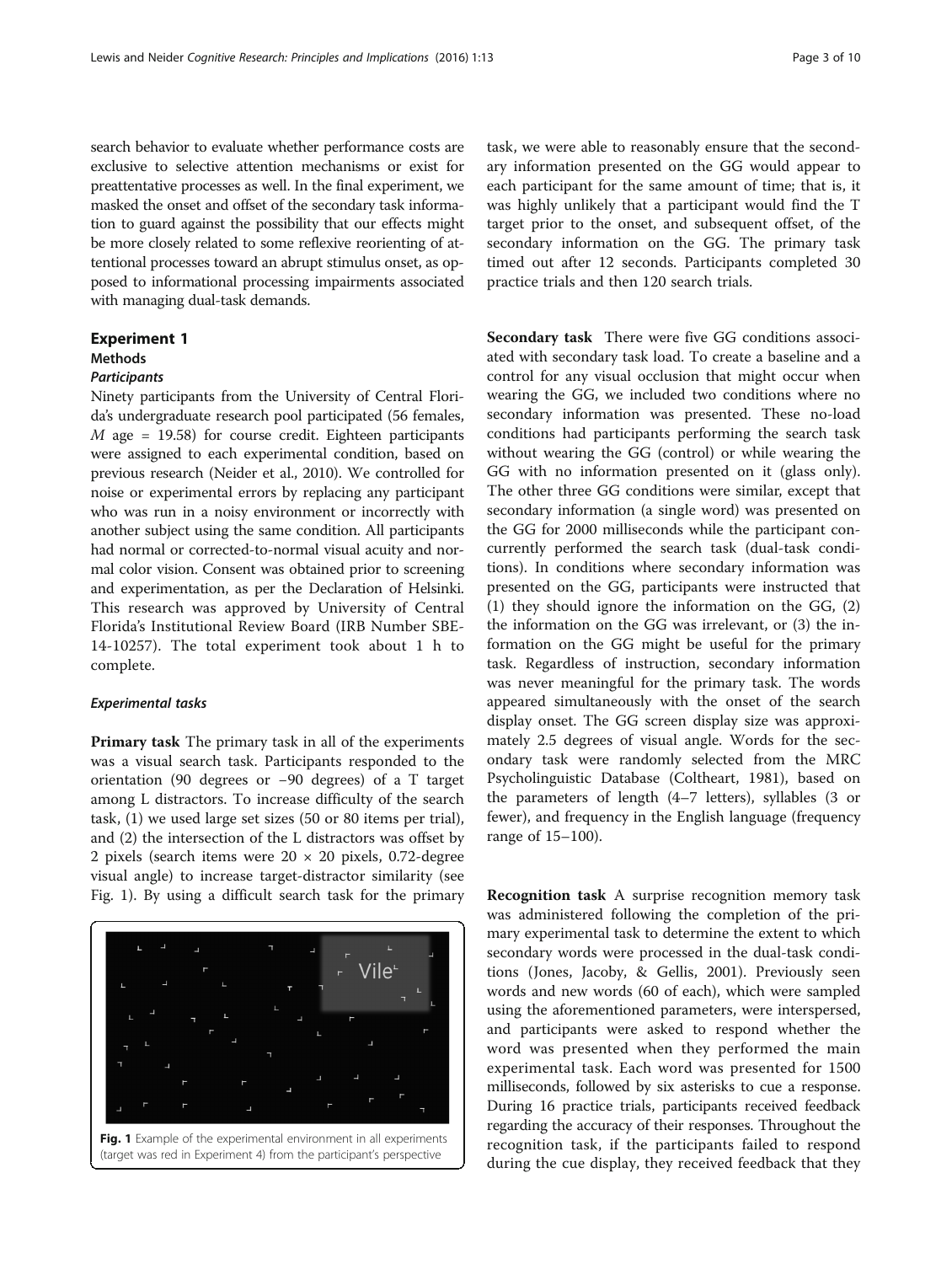search behavior to evaluate whether performance costs are exclusive to selective attention mechanisms or exist for preattentative processes as well. In the final experiment, we masked the onset and offset of the secondary task information to guard against the possibility that our effects might be more closely related to some reflexive reorienting of attentional processes toward an abrupt stimulus onset, as opposed to informational processing impairments associated with managing dual-task demands.

## Experiment 1

### Methods

#### *Participants*

Ninety participants from the University of Central Florida's undergraduate research pool participated (56 females, *M* age = 19.58) for course credit. Eighteen participants were assigned to each experimental condition, based on previous research (Neider et al., 2010). We controlled for noise or experimental errors by replacing any participant who was run in a noisy environment or incorrectly with another subject using the same condition. All participants had normal or corrected-to-normal visual acuity and normal color vision. Consent was obtained prior to screening and experimentation, as per the Declaration of Helsinki. This research was approved by University of Central Florida's Institutional Review Board (IRB Number SBE-14-10257). The total experiment took about 1 h to complete.

#### *Experimental tasks*

**Primary task** The primary task in all of the experiments was a visual search task. Participants responded to the orientation (90 degrees or −90 degrees) of a T target among L distractors. To increase difficulty of the search task, (1) we used large set sizes (50 or 80 items per trial), and (2) the intersection of the L distractors was offset by 2 pixels (search items were 20 × 20 pixels, 0.72-degree visual angle) to increase target-distractor similarity (see Fig. 1). By using a difficult search task for the primary task, we were able to reasonably ensure that the secondary information presented on the GG would appear to each participant for the same amount of time; that is, it was highly unlikely that a participant would find the T target prior to the onset, and subsequent offset, of the secondary information on the GG. The primary task timed out after 12 seconds. Participants completed 30 practice trials and then 120 search trials.

Fig. 1 Example of the experimental environment in all experiments (target was red in Experiment 4) from the participant's perspective

**Secondary task** There were five GG conditions associated with secondary task load. To create a baseline and a control for any visual occlusion that might occur when wearing the GG, we included two conditions where no secondary information was presented. These no-load conditions had participants performing the search task without wearing the GG (control) or while wearing the GG with no information presented on it (glass only). The other three GG conditions were similar, except that secondary information (a single word) was presented on the GG for 2000 milliseconds while the participant concurrently performed the search task (dual-task conditions). In conditions where secondary information was presented on the GG, participants were instructed that (1) they should ignore the information on the GG, (2) the information on the GG was irrelevant, or (3) the information on the GG might be useful for the primary task. Regardless of instruction, secondary information was never meaningful for the primary task. The words appeared simultaneously with the onset of the search display onset. The GG screen display size was approximately 2.5 degrees of visual angle. Words for the secondary task were randomly selected from the MRC Psycholinguistic Database (Coltheart, 1981), based on the parameters of length (4–7 letters), syllables (3 or fewer), and frequency in the English language (frequency range of 15–100).

**Recognition task** A surprise recognition memory task was administered following the completion of the primary experimental task to determine the extent to which secondary words were processed in the dual-task conditions (Jones, Jacoby, & Gellis, 2001). Previously seen words and new words (60 of each), which were sampled using the aforementioned parameters, were interspersed, and participants were asked to respond whether the word was presented when they performed the main experimental task. Each word was presented for 1500 milliseconds, followed by six asterisks to cue a response. During 16 practice trials, participants received feedback regarding the accuracy of their responses. Throughout the recognition task, if the participants failed to respond during the cue display, they received feedback that they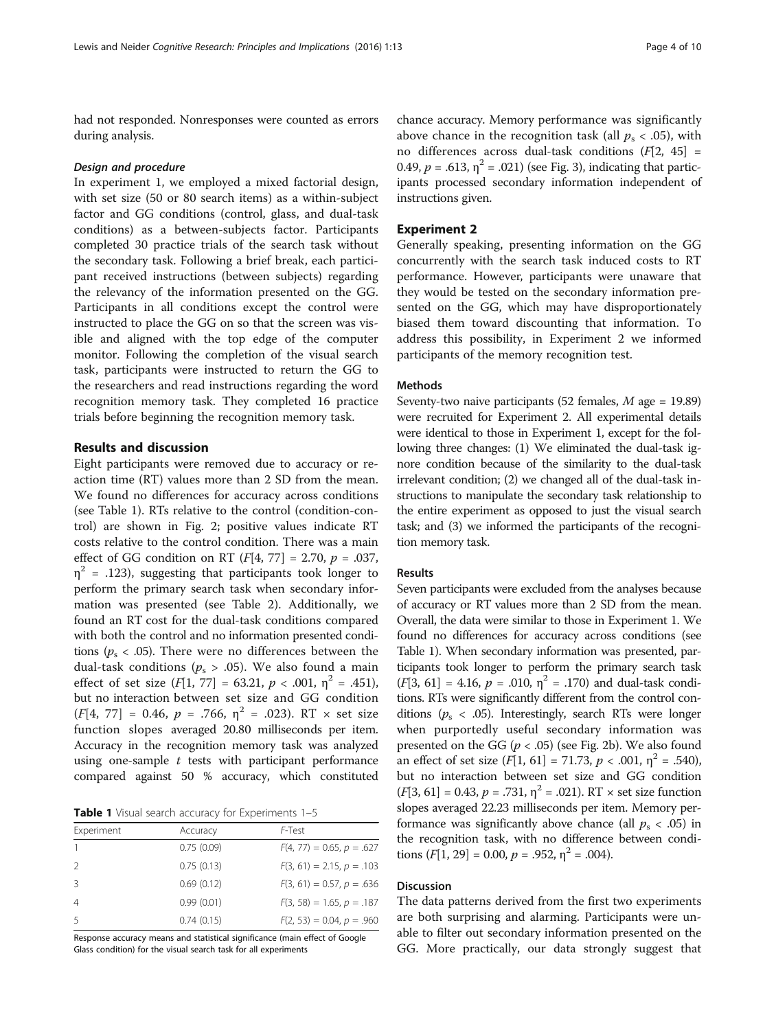had not responded. Nonresponses were counted as errors during analysis.

#### *Design and procedure*

In experiment 1, we employed a mixed factorial design, with set size (50 or 80 search items) as a within-subject factor and GG conditions (control, glass, and dual-task conditions) as a between-subjects factor. Participants completed 30 practice trials of the search task without the secondary task. Following a brief break, each participant received instructions (between subjects) regarding the relevancy of the information presented on the GG. Participants in all conditions except the control were instructed to place the GG on so that the screen was visible and aligned with the top edge of the computer monitor. Following the completion of the visual search task, participants were instructed to return the GG to the researchers and read instructions regarding the word recognition memory task. They completed 16 practice trials before beginning the recognition memory task.

### Results and discussion

Eight participants were removed due to accuracy or reaction time (RT) values more than 2 SD from the mean. We found no differences for accuracy across conditions (see Table 1). RTs relative to the control (condition-control) are shown in Fig. 2; positive values indicate RT costs relative to the control condition. There was a main effect of GG condition on RT ($F[4, 77] = 2.70$, $p = .037$, $\eta^2 = .123$), suggesting that participants took longer to perform the primary search task when secondary information was presented (see Table 2). Additionally, we found an RT cost for the dual-task conditions compared with both the control and no information presented conditions ($p_s < .05$). There were no differences between the dual-task conditions ($p_s > .05$). We also found a main effect of set size ($F[1, 77] = 63.21$, $p < .001$, $\eta^2 = .451$), but no interaction between set size and GG condition ($F[4, 77] = 0.46$, $p = .766$, $\eta^2 = .023$). RT × set size function slopes averaged 20.80 milliseconds per item. Accuracy in the recognition memory task was analyzed using one-sample $t$ tests with participant performance compared against 50 % accuracy, which constituted chance accuracy. Memory performance was significantly above chance in the recognition task (all $p_s < .05$), with no differences across dual-task conditions ($F[2, 45] = 0.49$, $p = .613$, $\eta^2 = .021$) (see Fig. 3), indicating that participants processed secondary information independent of instructions given.

**Table 1** Visual search accuracy for Experiments 1–5

| Experiment | Accuracy | *F*-Test |
|---|---|---|
| 1 | 0.75 (0.09) | $F(4, 77) = 0.65$, $p = .627$ |
| 2 | 0.75 (0.13) | $F(3, 61) = 2.15$, $p = .103$ |
| 3 | 0.69 (0.12) | $F(3, 61) = 0.57$, $p = .636$ |
| 4 | 0.99 (0.01) | $F(3, 58) = 1.65$, $p = .187$ |
| 5 | 0.74 (0.15) | $F(2, 53) = 0.04$, $p = .960$ |

Response accuracy means and statistical significance (main effect of Google Glass condition) for the visual search task for all experiments

## Experiment 2

Generally speaking, presenting information on the GG concurrently with the search task induced costs to RT performance. However, participants were unaware that they would be tested on the secondary information presented on the GG, which may have disproportionately biased them toward discounting that information. To address this possibility, in Experiment 2 we informed participants of the memory recognition test.

### Methods

Seventy-two naive participants (52 females, $M$ age = 19.89) were recruited for Experiment 2. All experimental details were identical to those in Experiment 1, except for the following three changes: (1) We eliminated the dual-task ignore condition because of the similarity to the dual-task irrelevant condition; (2) we changed all of the dual-task instructions to manipulate the secondary task relationship to the entire experiment as opposed to just the visual search task; and (3) we informed the participants of the recognition memory task.

### Results

Seven participants were excluded from the analyses because of accuracy or RT values more than 2 SD from the mean. Overall, the data were similar to those in Experiment 1. We found no differences for accuracy across conditions (see Table 1). When secondary information was presented, participants took longer to perform the primary search task ($F[3, 61] = 4.16$, $p = .010$, $\eta^2 = .170$) and dual-task conditions. RTs were significantly different from the control conditions ($p_s < .05$). Interestingly, search RTs were longer when purportedly useful secondary information was presented on the GG ($p < .05$) (see Fig. 2b). We also found an effect of set size ($F[1, 61] = 71.73$, $p < .001$, $\eta^2 = .540$), but no interaction between set size and GG condition ($F[3, 61] = 0.43$, $p = .731$, $\eta^2 = .021$). RT × set size function slopes averaged 22.23 milliseconds per item. Memory performance was significantly above chance (all $p_s < .05$) in the recognition task, with no difference between conditions ($F[1, 29] = 0.00$, $p = .952$, $\eta^2 = .004$).

### Discussion

The data patterns derived from the first two experiments are both surprising and alarming. Participants were unable to filter out secondary information presented on the GG. More practically, our data strongly suggest that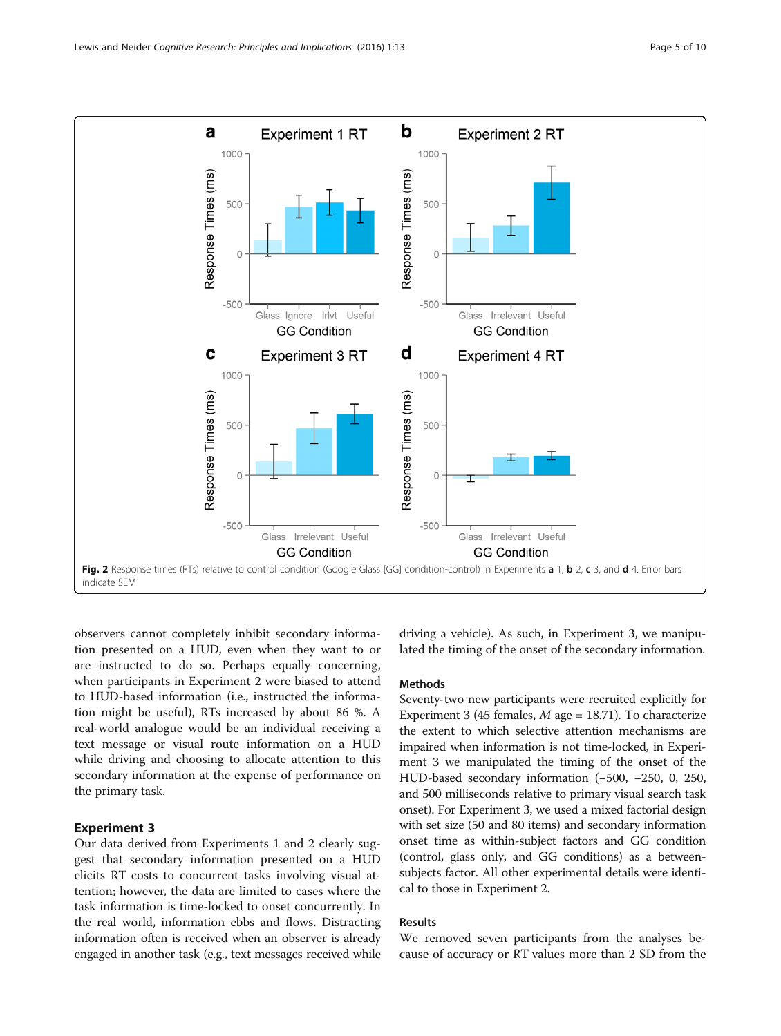Fig. 2 Response times (RTs) relative to control condition (Google Glass [GG] condition-control) in Experiments **a** 1, **b** 2, **c** 3, and **d** 4. Error bars indicate SEM

observers cannot completely inhibit secondary information presented on a HUD, even when they want to or are instructed to do so. Perhaps equally concerning, when participants in Experiment 2 were biased to attend to HUD-based information (i.e., instructed the information might be useful), RTs increased by about 86 %. A real-world analogue would be an individual receiving a text message or visual route information on a HUD while driving and choosing to allocate attention to this secondary information at the expense of performance on the primary task.

## Experiment 3

Our data derived from Experiments 1 and 2 clearly suggest that secondary information presented on a HUD elicits RT costs to concurrent tasks involving visual attention; however, the data are limited to cases where the task information is time-locked to onset concurrently. In the real world, information ebbs and flows. Distracting information often is received when an observer is already engaged in another task (e.g., text messages received while driving a vehicle). As such, in Experiment 3, we manipulated the timing of the onset of the secondary information.

### Methods

Seventy-two new participants were recruited explicitly for Experiment 3 (45 females, *M* age = 18.71). To characterize the extent to which selective attention mechanisms are impaired when information is not time-locked, in Experiment 3 we manipulated the timing of the onset of the HUD-based secondary information (−500, −250, 0, 250, and 500 milliseconds relative to primary visual search task onset). For Experiment 3, we used a mixed factorial design with set size (50 and 80 items) and secondary information onset time as within-subject factors and GG condition (control, glass only, and GG conditions) as a between-subjects factor. All other experimental details were identical to those in Experiment 2.

### Results

We removed seven participants from the analyses because of accuracy or RT values more than 2 SD from the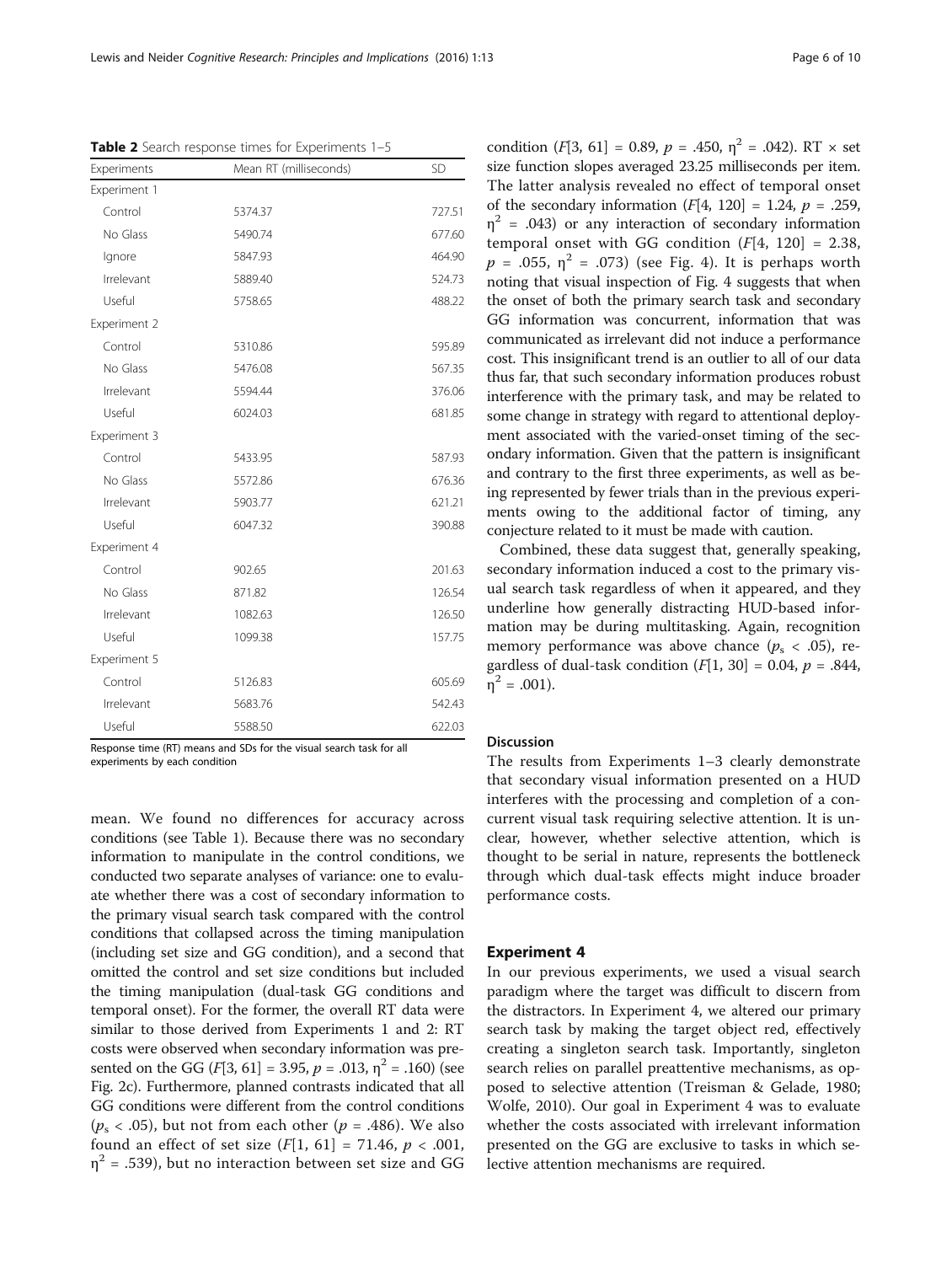**Table 2** Search response times for Experiments 1–5

| Experiments | Mean RT (milliseconds) | SD |
|---|---|---|
| Experiment 1 | | |
| Control | 5374.37 | 727.51 |
| No Glass | 5490.74 | 677.60 |
| Ignore | 5847.93 | 464.90 |
| Irrelevant | 5889.40 | 524.73 |
| Useful | 5758.65 | 488.22 |
| Experiment 2 | | |
| Control | 5310.86 | 595.89 |
| No Glass | 5476.08 | 567.35 |
| Irrelevant | 5594.44 | 376.06 |
| Useful | 6024.03 | 681.85 |
| Experiment 3 | | |
| Control | 5433.95 | 587.93 |
| No Glass | 5572.86 | 676.36 |
| Irrelevant | 5903.77 | 621.21 |
| Useful | 6047.32 | 390.88 |
| Experiment 4 | | |
| Control | 902.65 | 201.63 |
| No Glass | 871.82 | 126.54 |
| Irrelevant | 1082.63 | 126.50 |
| Useful | 1099.38 | 157.75 |
| Experiment 5 | | |
| Control | 5126.83 | 605.69 |
| Irrelevant | 5683.76 | 542.43 |
| Useful | 5588.50 | 622.03 |

Response time (RT) means and SDs for the visual search task for all experiments by each condition

mean. We found no differences for accuracy across conditions (see Table 1). Because there was no secondary information to manipulate in the control conditions, we conducted two separate analyses of variance: one to evaluate whether there was a cost of secondary information to the primary visual search task compared with the control conditions that collapsed across the timing manipulation (including set size and GG condition), and a second that omitted the control and set size conditions but included the timing manipulation (dual-task GG conditions and temporal onset). For the former, the overall RT data were similar to those derived from Experiments 1 and 2: RT costs were observed when secondary information was presented on the GG ($F[3, 61] = 3.95$, $p = .013$, $\eta^2 = .160$) (see Fig. 2c). Furthermore, planned contrasts indicated that all GG conditions were different from the control conditions ($p_s < .05$), but not from each other ($p = .486$). We also found an effect of set size ($F[1, 61] = 71.46$, $p < .001$, $\eta^2 = .539$), but no interaction between set size and GG condition ($F[3, 61] = 0.89$, $p = .450$, $\eta^2 = .042$). RT × set size function slopes averaged 23.25 milliseconds per item. The latter analysis revealed no effect of temporal onset of the secondary information ($F[4, 120] = 1.24$, $p = .259$, $\eta^2 = .043$) or any interaction of secondary information temporal onset with GG condition ($F[4, 120] = 2.38$, $p = .055$, $\eta^2 = .073$) (see Fig. 4). It is perhaps worth noting that visual inspection of Fig. 4 suggests that when the onset of both the primary search task and secondary GG information was concurrent, information that was communicated as irrelevant did not induce a performance cost. This insignificant trend is an outlier to all of our data thus far, that such secondary information produces robust interference with the primary task, and may be related to some change in strategy with regard to attentional deployment associated with the varied-onset timing of the secondary information. Given that the pattern is insignificant and contrary to the first three experiments, as well as being represented by fewer trials than in the previous experiments owing to the additional factor of timing, any conjecture related to it must be made with caution.

Combined, these data suggest that, generally speaking, secondary information induced a cost to the primary visual search task regardless of when it appeared, and they underline how generally distracting HUD-based information may be during multitasking. Again, recognition memory performance was above chance ($p_s < .05$), regardless of dual-task condition ($F[1, 30] = 0.04$, $p = .844$, $\eta^2 = .001$).

### Discussion

The results from Experiments 1–3 clearly demonstrate that secondary visual information presented on a HUD interferes with the processing and completion of a concurrent visual task requiring selective attention. It is unclear, however, whether selective attention, which is thought to be serial in nature, represents the bottleneck through which dual-task effects might induce broader performance costs.

## Experiment 4

In our previous experiments, we used a visual search paradigm where the target was difficult to discern from the distractors. In Experiment 4, we altered our primary search task by making the target object red, effectively creating a singleton search task. Importantly, singleton search relies on parallel preattentive mechanisms, as opposed to selective attention (Treisman & Gelade, 1980; Wolfe, 2010). Our goal in Experiment 4 was to evaluate whether the costs associated with irrelevant information presented on the GG are exclusive to tasks in which selective attention mechanisms are required.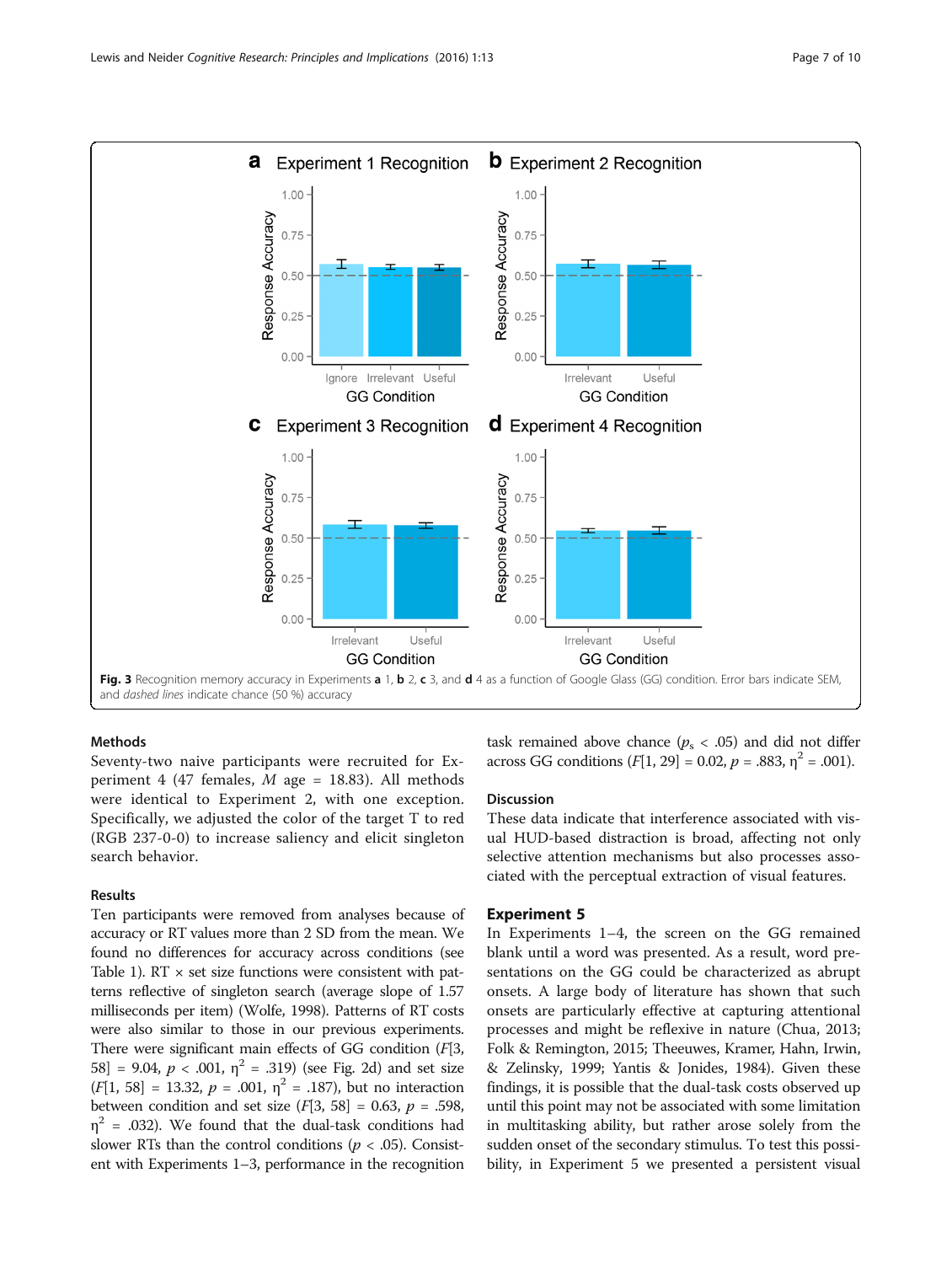Fig. 3 Recognition memory accuracy in Experiments **a** 1, **b** 2, **c** 3, and **d** 4 as a function of Google Glass (GG) condition. Error bars indicate SEM, and *dashed lines* indicate chance (50 %) accuracy

### Methods

Seventy-two naive participants were recruited for Experiment 4 (47 females, *M* age = 18.83). All methods were identical to Experiment 2, with one exception. Specifically, we adjusted the color of the target T to red (RGB 237-0-0) to increase saliency and elicit singleton search behavior.

### Results

Ten participants were removed from analyses because of accuracy or RT values more than 2 SD from the mean. We found no differences for accuracy across conditions (see Table 1). RT × set size functions were consistent with patterns reflective of singleton search (average slope of 1.57 milliseconds per item) (Wolfe, 1998). Patterns of RT costs were also similar to those in our previous experiments. There were significant main effects of GG condition ($F$[3, 58] = 9.04, $p$ < .001, $\eta^2$ = .319) (see Fig. 2d) and set size ($F$[1, 58] = 13.32, $p$ = .001, $\eta^2$ = .187), but no interaction between condition and set size ($F$[3, 58] = 0.63, $p$ = .598, $\eta^2$ = .032). We found that the dual-task conditions had slower RTs than the control conditions ($p$ < .05). Consistent with Experiments 1–3, performance in the recognition task remained above chance ($p_s$ < .05) and did not differ across GG conditions ($F$[1, 29] = 0.02, $p$ = .883, $\eta^2$ = .001).

### Discussion

These data indicate that interference associated with visual HUD-based distraction is broad, affecting not only selective attention mechanisms but also processes associated with the perceptual extraction of visual features.

## Experiment 5

In Experiments 1–4, the screen on the GG remained blank until a word was presented. As a result, word presentations on the GG could be characterized as abrupt onsets. A large body of literature has shown that such onsets are particularly effective at capturing attentional processes and might be reflexive in nature (Chua, 2013; Folk & Remington, 2015; Theeuwes, Kramer, Hahn, Irwin, & Zelinsky, 1999; Yantis & Jonides, 1984). Given these findings, it is possible that the dual-task costs observed up until this point may not be associated with some limitation in multitasking ability, but rather arose solely from the sudden onset of the secondary stimulus. To test this possibility, in Experiment 5 we presented a persistent visual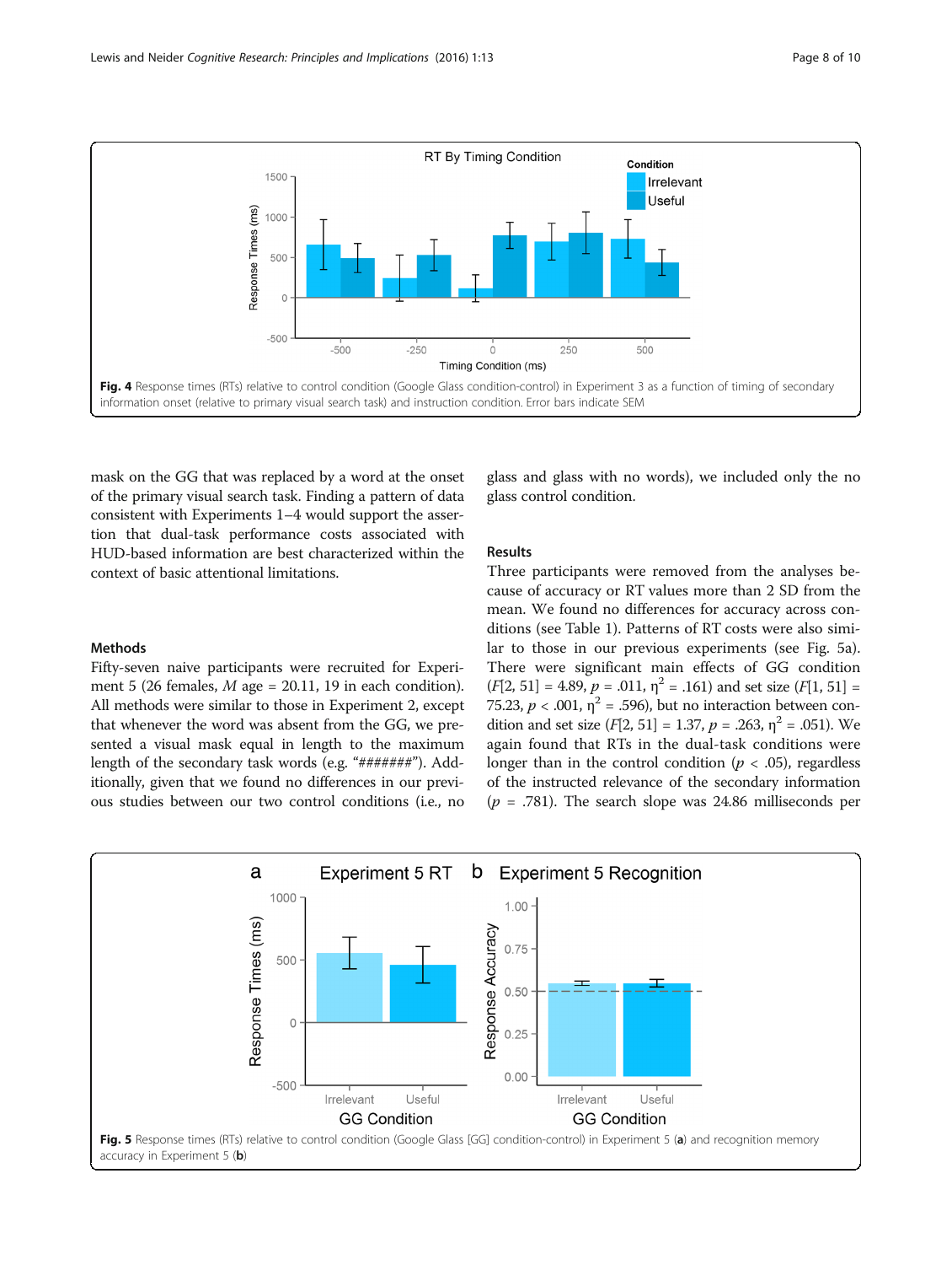Fig. 4 Response times (RTs) relative to control condition (Google Glass condition-control) in Experiment 3 as a function of timing of secondary information onset (relative to primary visual search task) and instruction condition. Error bars indicate SEM

mask on the GG that was replaced by a word at the onset of the primary visual search task. Finding a pattern of data consistent with Experiments 1–4 would support the assertion that dual-task performance costs associated with HUD-based information are best characterized within the context of basic attentional limitations.

## Methods

Fifty-seven naive participants were recruited for Experiment 5 (26 females, *M* age = 20.11, 19 in each condition). All methods were similar to those in Experiment 2, except that whenever the word was absent from the GG, we presented a visual mask equal in length to the maximum length of the secondary task words (e.g. "#######"). Additionally, given that we found no differences in our previous studies between our two control conditions (i.e., no glass and glass with no words), we included only the no glass control condition.

## Results

Three participants were removed from the analyses because of accuracy or RT values more than 2 SD from the mean. We found no differences for accuracy across conditions (see Table 1). Patterns of RT costs were also similar to those in our previous experiments (see Fig. 5a). There were significant main effects of GG condition ($F[2, 51] = 4.89$, $p = .011$, $\eta^2 = .161$) and set size ($F[1, 51] = 75.23$, $p < .001$, $\eta^2 = .596$), but no interaction between condition and set size ($F[2, 51] = 1.37$, $p = .263$, $\eta^2 = .051$). We again found that RTs in the dual-task conditions were longer than in the control condition ($p < .05$), regardless of the instructed relevance of the secondary information ($p = .781$). The search slope was 24.86 milliseconds per

Fig. 5 Response times (RTs) relative to control condition (Google Glass [GG] condition-control) in Experiment 5 (**a**) and recognition memory accuracy in Experiment 5 (**b**)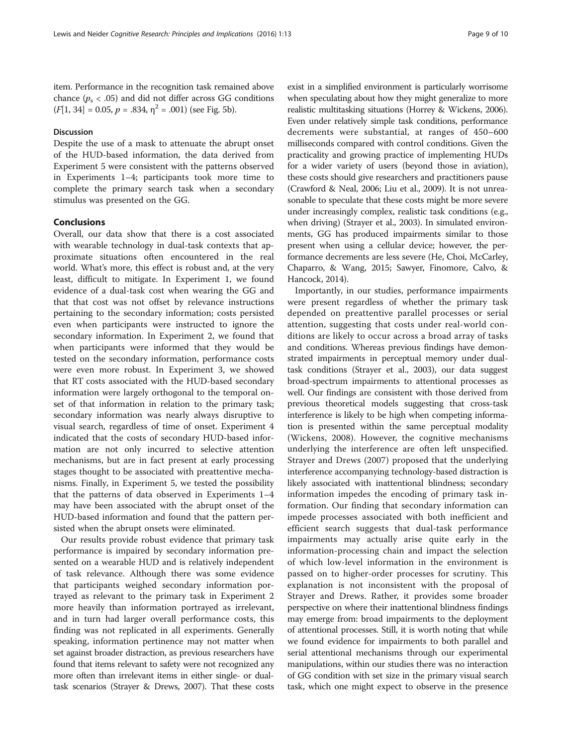item. Performance in the recognition task remained above chance ($p_s < .05$) and did not differ across GG conditions ($F[1, 34] = 0.05$, $p = .834$, $\eta^2 = .001$) (see Fig. 5b).

### Discussion

Despite the use of a mask to attenuate the abrupt onset of the HUD-based information, the data derived from Experiment 5 were consistent with the patterns observed in Experiments 1–4; participants took more time to complete the primary search task when a secondary stimulus was presented on the GG.

## Conclusions

Overall, our data show that there is a cost associated with wearable technology in dual-task contexts that approximate situations often encountered in the real world. What's more, this effect is robust and, at the very least, difficult to mitigate. In Experiment 1, we found evidence of a dual-task cost when wearing the GG and that that cost was not offset by relevance instructions pertaining to the secondary information; costs persisted even when participants were instructed to ignore the secondary information. In Experiment 2, we found that when participants were informed that they would be tested on the secondary information, performance costs were even more robust. In Experiment 3, we showed that RT costs associated with the HUD-based secondary information were largely orthogonal to the temporal onset of that information in relation to the primary task; secondary information was nearly always disruptive to visual search, regardless of time of onset. Experiment 4 indicated that the costs of secondary HUD-based information are not only incurred to selective attention mechanisms, but are in fact present at early processing stages thought to be associated with preattentive mechanisms. Finally, in Experiment 5, we tested the possibility that the patterns of data observed in Experiments 1–4 may have been associated with the abrupt onset of the HUD-based information and found that the pattern persisted when the abrupt onsets were eliminated.

Our results provide robust evidence that primary task performance is impaired by secondary information presented on a wearable HUD and is relatively independent of task relevance. Although there was some evidence that participants weighed secondary information portrayed as relevant to the primary task in Experiment 2 more heavily than information portrayed as irrelevant, and in turn had larger overall performance costs, this finding was not replicated in all experiments. Generally speaking, information pertinence may not matter when set against broader distraction, as previous researchers have found that items relevant to safety were not recognized any more often than irrelevant items in either single- or dual-task scenarios (Strayer & Drews, 2007). That these costs exist in a simplified environment is particularly worrisome when speculating about how they might generalize to more realistic multitasking situations (Horrey & Wickens, 2006). Even under relatively simple task conditions, performance decrements were substantial, at ranges of 450–600 milliseconds compared with control conditions. Given the practicality and growing practice of implementing HUDs for a wider variety of users (beyond those in aviation), these costs should give researchers and practitioners pause (Crawford & Neal, 2006; Liu et al., 2009). It is not unreasonable to speculate that these costs might be more severe under increasingly complex, realistic task conditions (e.g., when driving) (Strayer et al., 2003). In simulated environments, GG has produced impairments similar to those present when using a cellular device; however, the performance decrements are less severe (He, Choi, McCarley, Chaparro, & Wang, 2015; Sawyer, Finomore, Calvo, & Hancock, 2014).

Importantly, in our studies, performance impairments were present regardless of whether the primary task depended on preattentive parallel processes or serial attention, suggesting that costs under real-world conditions are likely to occur across a broad array of tasks and conditions. Whereas previous findings have demonstrated impairments in perceptual memory under dual-task conditions (Strayer et al., 2003), our data suggest broad-spectrum impairments to attentional processes as well. Our findings are consistent with those derived from previous theoretical models suggesting that cross-task interference is likely to be high when competing information is presented within the same perceptual modality (Wickens, 2008). However, the cognitive mechanisms underlying the interference are often left unspecified. Strayer and Drews (2007) proposed that the underlying interference accompanying technology-based distraction is likely associated with inattentional blindness; secondary information impedes the encoding of primary task information. Our finding that secondary information can impede processes associated with both inefficient and efficient search suggests that dual-task performance impairments may actually arise quite early in the information-processing chain and impact the selection of which low-level information in the environment is passed on to higher-order processes for scrutiny. This explanation is not inconsistent with the proposal of Strayer and Drews. Rather, it provides some broader perspective on where their inattentional blindness findings may emerge from: broad impairments to the deployment of attentional processes. Still, it is worth noting that while we found evidence for impairments to both parallel and serial attentional mechanisms through our experimental manipulations, within our studies there was no interaction of GG condition with set size in the primary visual search task, which one might expect to observe in the presence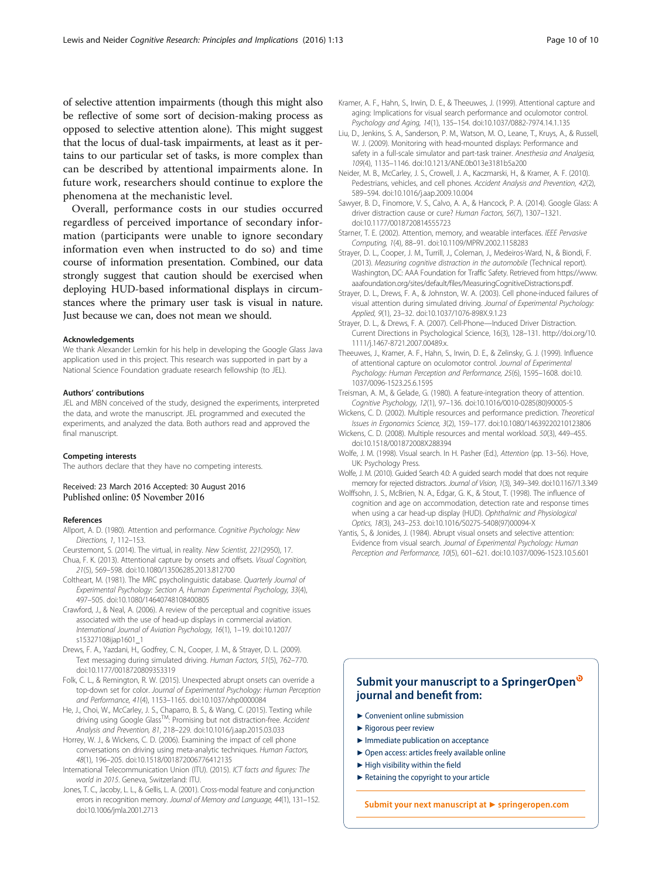of selective attention impairments (though this might also be reflective of some sort of decision-making process as opposed to selective attention alone). This might suggest that the locus of dual-task impairments, at least as it pertains to our particular set of tasks, is more complex than can be described by attentional impairments alone. In future work, researchers should continue to explore the phenomena at the mechanistic level.

Overall, performance costs in our studies occurred regardless of perceived importance of secondary information (participants were unable to ignore secondary information even when instructed to do so) and time course of information presentation. Combined, our data strongly suggest that caution should be exercised when deploying HUD-based informational displays in circumstances where the primary user task is visual in nature. Just because we can, does not mean we should.

#### Acknowledgements

We thank Alexander Lemkin for his help in developing the Google Glass Java application used in this project. This research was supported in part by a National Science Foundation graduate research fellowship (to JEL).

#### Authors' contributions

JEL and MBN conceived of the study, designed the experiments, interpreted the data, and wrote the manuscript. JEL programmed and executed the experiments, and analyzed the data. Both authors read and approved the final manuscript.

#### Competing interests

The authors declare that they have no competing interests.

Received: 23 March 2016 Accepted: 30 August 2016
Published online: 05 November 2016

#### References

Allport, A. D. (1980). Attention and performance. *Cognitive Psychology: New Directions, 1*, 112–153.

Ceurstemont, S. (2014). The virtual, in reality. *New Scientist, 221*(2950), 17.

Chua, F. K. (2013). Attentional capture by onsets and offsets. *Visual Cognition, 21*(5), 569–598. doi:10.1080/13506285.2013.812700

Coltheart, M. (1981). The MRC psycholinguistic database. *Quarterly Journal of Experimental Psychology: Section A, Human Experimental Psychology, 33*(4), 497–505. doi:10.1080/14640748108400805

Crawford, J., & Neal, A. (2006). A review of the perceptual and cognitive issues associated with the use of head-up displays in commercial aviation. *International Journal of Aviation Psychology, 16*(1), 1–19. doi:10.1207/s15327108ijap1601_1

Drews, F. A., Yazdani, H., Godfrey, C. N., Cooper, J. M., & Strayer, D. L. (2009). Text messaging during simulated driving. *Human Factors, 51*(5), 762–770. doi:10.1177/0018720809353319

Folk, C. L., & Remington, R. W. (2015). Unexpected abrupt onsets can override a top-down set for color. *Journal of Experimental Psychology: Human Perception and Performance, 41*(4), 1153–1165. doi:10.1037/xhp0000084

He, J., Choi, W., McCarley, J. S., Chaparro, B. S., & Wang, C. (2015). Texting while driving using Google Glass™: Promising but not distraction-free. *Accident Analysis and Prevention, 81*, 218–229. doi:10.1016/j.aap.2015.03.033

Horrey, W. J., & Wickens, C. D. (2006). Examining the impact of cell phone conversations on driving using meta-analytic techniques. *Human Factors, 48*(1), 196–205. doi:10.1518/001872006776412135

International Telecommunication Union (ITU). (2015). *ICT facts and figures: The world in 2015*. Geneva, Switzerland: ITU.

Jones, T. C., Jacoby, L. L., & Gellis, L. A. (2001). Cross-modal feature and conjunction errors in recognition memory. *Journal of Memory and Language, 44*(1), 131–152. doi:10.1006/jmla.2001.2713

Kramer, A. F., Hahn, S., Irwin, D. E., & Theeuwes, J. (1999). Attentional capture and aging: Implications for visual search performance and oculomotor control. *Psychology and Aging, 14*(1), 135–154. doi:10.1037/0882-7974.14.1.135

Liu, D., Jenkins, S. A., Sanderson, P. M., Watson, M. O., Leane, T., Kruys, A., & Russell, W. J. (2009). Monitoring with head-mounted displays: Performance and safety in a full-scale simulator and part-task trainer. *Anesthesia and Analgesia, 109*(4), 1135–1146. doi:10.1213/ANE.0b013e3181b5a200

Neider, M. B., McCarley, J. S., Crowell, J. A., Kaczmarski, H., & Kramer, A. F. (2010). Pedestrians, vehicles, and cell phones. *Accident Analysis and Prevention, 42*(2), 589–594. doi:10.1016/j.aap.2009.10.004

Sawyer, B. D., Finomore, V. S., Calvo, A. A., & Hancock, P. A. (2014). Google Glass: A driver distraction cause or cure? *Human Factors, 56*(7), 1307–1321. doi:10.1177/0018720814555723

Starner, T. E. (2002). Attention, memory, and wearable interfaces. *IEEE Pervasive Computing, 1*(4), 88–91. doi:10.1109/MPRV.2002.1158283

Strayer, D. L., Cooper, J. M., Turrill, J., Coleman, J., Medeiros-Ward, N., & Biondi, F. (2013). *Measuring cognitive distraction in the automobile* (Technical report). Washington, DC: AAA Foundation for Traffic Safety. Retrieved from https://www.aaafoundation.org/sites/default/files/MeasuringCognitiveDistractions.pdf.

Strayer, D. L., Drews, F. A., & Johnston, W. A. (2003). Cell phone-induced failures of visual attention during simulated driving. *Journal of Experimental Psychology: Applied, 9*(1), 23–32. doi:10.1037/1076-898X.9.1.23

Strayer, D. L., & Drews, F. A. (2007). Cell-Phone—Induced Driver Distraction. Current Directions in Psychological Science, 16(3), 128–131. http://doi.org/10.1111/j.1467-8721.2007.00489.x.

Theeuwes, J., Kramer, A. F., Hahn, S., Irwin, D. E., & Zelinsky, G. J. (1999). Influence of attentional capture on oculomotor control. *Journal of Experimental Psychology: Human Perception and Performance, 25*(6), 1595–1608. doi:10.1037/0096-1523.25.6.1595

Treisman, A. M., & Gelade, G. (1980). A feature-integration theory of attention. *Cognitive Psychology, 12*(1), 97–136. doi:10.1016/0010-0285(80)90005-5

Wickens, C. D. (2002). Multiple resources and performance prediction. *Theoretical Issues in Ergonomics Science, 3*(2), 159–177. doi:10.1080/14639220210123806

Wickens, C. D. (2008). Multiple resources and mental workload. *50*(3), 449–455. doi:10.1518/001872008X288394

Wolfe, J. M. (1998). Visual search. In H. Pasher (Ed.), *Attention* (pp. 13–56). Hove, UK: Psychology Press.

Wolfe, J. M. (2010). Guided Search 4.0: A guided search model that does not require memory for rejected distractors. *Journal of Vision, 1*(3), 349–349. doi:10.1167/1.3.349

Wolffsohn, J. S., McBrien, N. A., Edgar, G. K., & Stout, T. (1998). The influence of cognition and age on accommodation, detection rate and response times when using a car head-up display (HUD). *Ophthalmic and Physiological Optics, 18*(3), 243–253. doi:10.1016/S0275-5408(97)00094-X

Yantis, S., & Jonides, J. (1984). Abrupt visual onsets and selective attention: Evidence from visual search. *Journal of Experimental Psychology: Human Perception and Performance, 10*(5), 601–621. doi:10.1037/0096-1523.10.5.601

**Submit your manuscript to a SpringerOpen journal and benefit from:**

- ► Convenient online submission
- ► Rigorous peer review
- ► Immediate publication on acceptance
- ► Open access: articles freely available online
- ► High visibility within the field
- ► Retaining the copyright to your article

**Submit your next manuscript at ► springeropen.com**